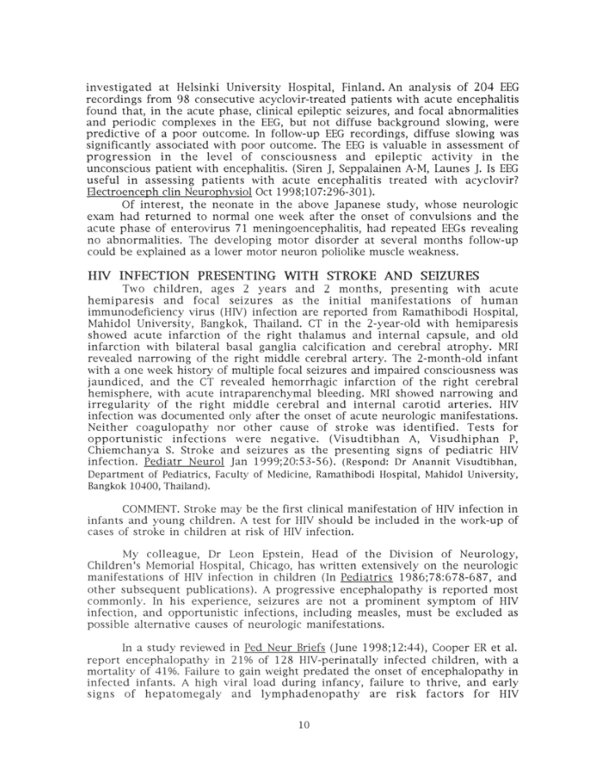investigated at Helsinki University Hospital, Finland. An analysis of 204 EEG recordings from 98 consecutive acyclovir-treated patients with acute encephalitis found that, in the acute phase, clinical epileptic seizures, and focal abnormalities and periodic complexes in the EEG, but not diffuse background slowing, were predictive of a poor outcome. In follow-up EEG recordings, diffuse slowing was significantly associated with poor outcome. The EEG is valuable in assessment of progression in the level of consciousness and epileptic activity in the unconscious patient with encephalitis. (Siren J, Seppalainen A-M, Launes J. Is EEG useful in assessing patients with acute encephalitis treated with acyclovir? Electroenceph clin Neurophysiol Oct 1998;107:296-301).

Of interest, the neonate in the above Japanese study, whose neurologic exam had returned to normal one week after the onset of convulsions and the acute phase of enterovirus 71 meningoencephalitis, had repeated EEGs revealing no abnormalities. The developing motor disorder at several months follow-up could be explained as a lower motor neuron poliolike muscle weakness.

## HIV INFECTION PRESENTING WITH STROKE AND SEIZURES

Two children, ages 2 years and 2 months, presenting with acute hemiparesis and focal seizures as the initial manifestations of human immunodeficiency virus (HIV) infection are reported from Ramathibodi Hospital, Mahidol University, Bangkok, Thailand. CT in the 2-year-old with hemiparesis showed acute infarction of the right thalamus and internal capsule, and old infarction with bilateral basal ganglia calcification and cerebral atrophy. MRI revealed narrowing of the right middle cerebral artery. The 2-month-old infant with a one week history of multiple focal seizures and impaired consciousness was jaundiced, and the CT revealed hemorrhagic infarction of the right cerebral hemisphere, with acute intraparenchymal bleeding. MRI showed narrowing and irregularity of the right middle cerebral and internal carotid arteries. HIV infection was documented only after the onset of acute neurologic manifestations. Neither coagulopathy nor other cause of stroke was identified. Tests for opportunistic infections were negative. (Visudtibhan A, Visudhiphan P, Chiemchanya S. Stroke and seizures as the presenting signs of pediatric HIV infection. Pediatr Neurol Jan 1999;20:53-56). (Respond: Dr Anannit Visudtibhan, Department of Pediatrics, Faculty of Medicine, Ramathibodi Hospital, Mahidol University, Bangkok 10400, Thailand).

COMMENT. Stroke may be the first clinical manifestation of HIV infection in infants and young children. A test for HIV should be included in the work-up of cases of stroke in children at risk of HIV infection.

My colleague, Dr Leon Epstein, Head of the Division of Neurology, Children's Memorial Hospital, Chicago, has written extensively on the neurologic manifestations of HIV infection in children (In Pediatrics 1986;78:678-687, and other subsequent publications). A progressive encephalopathy is reported most commonly. In his experience, seizures are not a prominent symptom of HIV infection, and opportunistic infections, including measles, must be excluded as possible alternative causes of neurologic manifestations.

In a study reviewed in Ped Neur Briefs (June 1998;12:44), Cooper ER et al. report encephalopathy in 21% of 128 HIV-perinatally infected children, with a mortality of 41%. Failure to gain weight predated the onset of encephalopathy in infected infants. A high viral load during infancy, failure to thrive, and early signs of hepatomegaly and lymphadenopathy are risk factors for HIV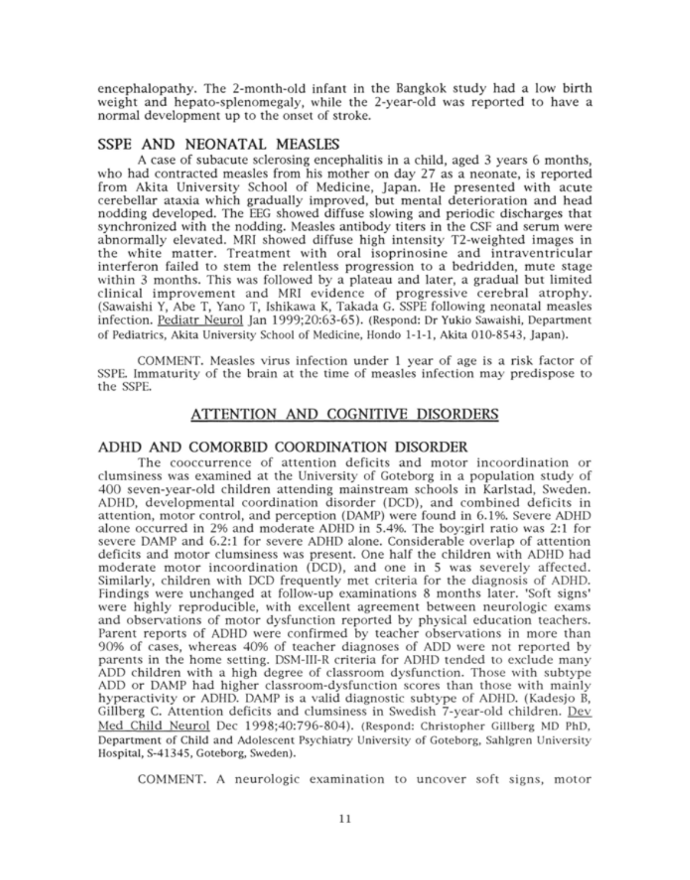encephalopathy. The 2-month-old infant in the Bangkok study had a low birth weight and hepato-splenomegaly, while the 2-year-old was reported to have a normal development up to the onset of stroke.

## SSPE AND NEONATAL MEASLES

A case of subacute sclerosing encephalitis in a child, aged 3 years 6 months, who had contracted measles from his mother on day 27 as a neonate, is reported from Akita University School of Medicine, Japan. He presented with acute cerebellar ataxia which gradually improved, but mental deterioration and head nodding developed. The EEG showed diffuse slowing and periodic discharges that synchronized with the nodding. Measles antibody titers in the CSF and serum were abnormally elevated. MRI showed diffuse high intensity T2-weighted images in the white matter. Treatment with oral isoprinosine and intraventricular interferon failed to stem the relentless progression to a bedridden, mute stage within 3 months. This was followed by a plateau and later, a gradual but limited clinical improvement and MRI evidence of progressive cerebral atrophy. (Sawaishi Y, Abe T, Yano T, Ishikawa K, Takada G. SSPE following neonatal measles infection. Pediatr Neurol Jan 1999;20:63-65). (Respond: Dr Yukio Sawaishi, Department of Pediatrics, Akita University School of Medicine, Hondo 1-1-1, Akita 010-8543, Japan).

COMMENT. Measles virus infection under 1 year of age is a risk factor of SSPE. Immaturity of the brain at the time of measles infection may predispose to the SSPE.

# ATTENTION AND COGNITIVE DISORDERS

## ADHD AND COMORBID COORDINATION DISORDER

The cooccurrence of attention deficits and motor incoordination or clumsiness was examined at the University of Goteborg in a population study of 400 seven-year-old children attending mainstream schools in Karlstad, Sweden. ADHD, developmental coordination disorder (DCD), and combined deficits in attention, motor control, and perception (DAMP) were found in 6.1%. Severe ADHD alone occurred in 2% and moderate ADHD in 5.4%. The boy:girl ratio was 2:1 for severe DAMP and 6.2:1 for severe ADHD alone. Considerable overlap of attention deficits and motor clumsiness was present. One half the children with ADHD had moderate motor incoordination (DCD), and one in 5 was severely affected. Similarly, children with DCD frequently met criteria for the diagnosis of ADHD. Findings were unchanged at follow-up examinations 8 months later. 'Soft signs' were highly reproducible, with excellent agreement between neurologic exams and observations of motor dysfunction reported by physical education teachers. Parent reports of ADHD were confirmed by teacher observations in more than 90% of cases, whereas 40% of teacher diagnoses of ADD were not reported by parents in the home setting. DSM-III-R criteria for ADHD tended to exclude many ADD children with a high degree of classroom dysfunction. Those with subtype ADD or DAMP had higher classroom-dysfunction scores than those with mainly hyperactivity or ADHD. DAMP is a valid diagnostic subtype of ADHD. (Kadesjo B, Gillberg C. Attention deficits and clumsiness in Swedish 7-year-old children. Dev Med Child Neurol Dec 1998;40:796-804). (Respond: Christopher Gillberg MD PhD, Department of Child and Adolescent Psychiatry University of Goteborg, Sahlgren University Hospital, S-41345, Goteborg, Sweden).

COMMENT. A neurologic examination to uncover soft signs, motor